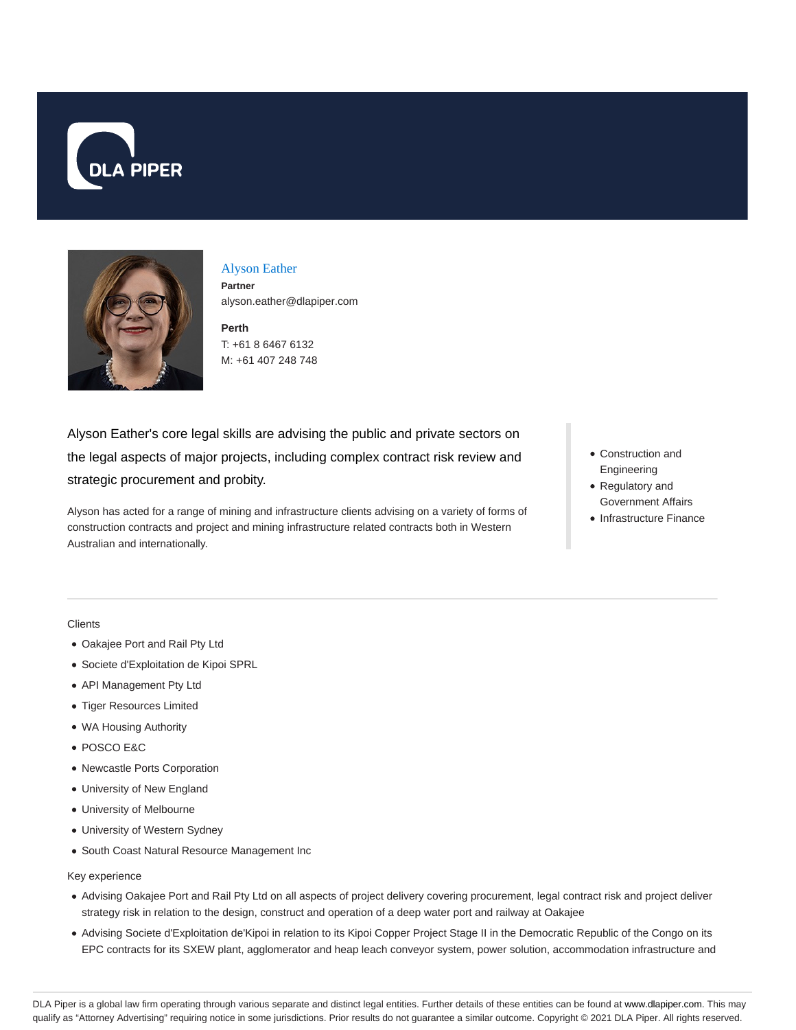DLA PIPER

# Alyson Eather

**Partner**
alyson.eather@dlapiper.com

**Perth**
T: +61 8 6467 6132
M: +61 407 248 748

Alyson Eather's core legal skills are advising the public and private sectors on the legal aspects of major projects, including complex contract risk review and strategic procurement and probity.

Alyson has acted for a range of mining and infrastructure clients advising on a variety of forms of construction contracts and project and mining infrastructure related contracts both in Western Australian and internationally.

- Construction and Engineering
- Regulatory and Government Affairs
- Infrastructure Finance

Clients

- Oakajee Port and Rail Pty Ltd
- Societe d'Exploitation de Kipoi SPRL
- API Management Pty Ltd
- Tiger Resources Limited
- WA Housing Authority
- POSCO E&C
- Newcastle Ports Corporation
- University of New England
- University of Melbourne
- University of Western Sydney
- South Coast Natural Resource Management Inc

Key experience

- Advising Oakajee Port and Rail Pty Ltd on all aspects of project delivery covering procurement, legal contract risk and project deliver strategy risk in relation to the design, construct and operation of a deep water port and railway at Oakajee
- Advising Societe d'Exploitation de'Kipoi in relation to its Kipoi Copper Project Stage II in the Democratic Republic of the Congo on its EPC contracts for its SXEW plant, agglomerator and heap leach conveyor system, power solution, accommodation infrastructure and

DLA Piper is a global law firm operating through various separate and distinct legal entities. Further details of these entities can be found at www.dlapiper.com. This may qualify as "Attorney Advertising" requiring notice in some jurisdictions. Prior results do not guarantee a similar outcome. Copyright © 2021 DLA Piper. All rights reserved.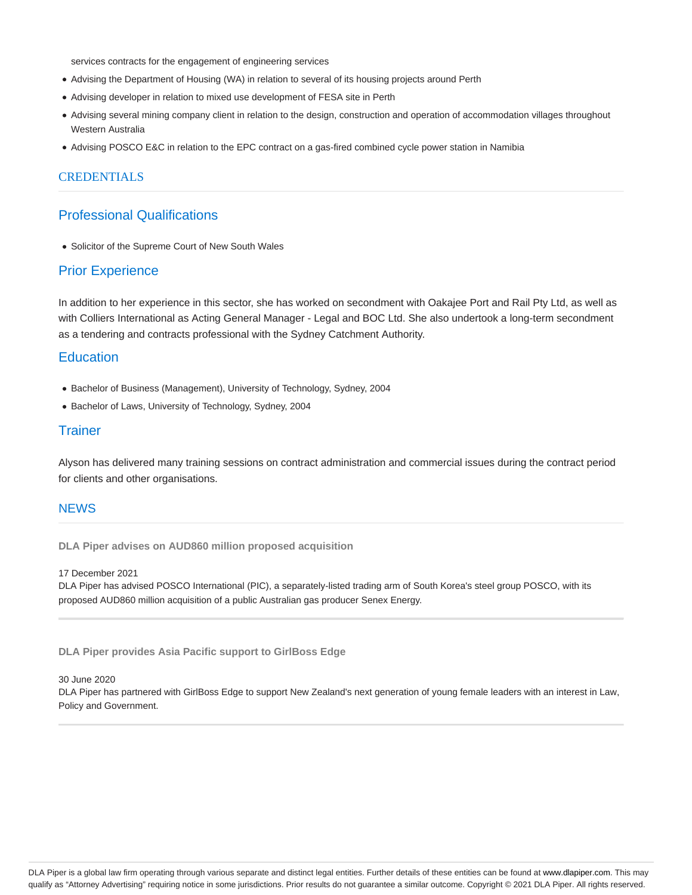services contracts for the engagement of engineering services

- Advising the Department of Housing (WA) in relation to several of its housing projects around Perth
- Advising developer in relation to mixed use development of FESA site in Perth
- Advising several mining company client in relation to the design, construction and operation of accommodation villages throughout Western Australia
- Advising POSCO E&C in relation to the EPC contract on a gas-fired combined cycle power station in Namibia

## CREDENTIALS

### Professional Qualifications

- Solicitor of the Supreme Court of New South Wales

### Prior Experience

In addition to her experience in this sector, she has worked on secondment with Oakajee Port and Rail Pty Ltd, as well as with Colliers International as Acting General Manager - Legal and BOC Ltd. She also undertook a long-term secondment as a tendering and contracts professional with the Sydney Catchment Authority.

### Education

- Bachelor of Business (Management), University of Technology, Sydney, 2004
- Bachelor of Laws, University of Technology, Sydney, 2004

### Trainer

Alyson has delivered many training sessions on contract administration and commercial issues during the contract period for clients and other organisations.

## NEWS

**DLA Piper advises on AUD860 million proposed acquisition**

17 December 2021
DLA Piper has advised POSCO International (PIC), a separately-listed trading arm of South Korea's steel group POSCO, with its proposed AUD860 million acquisition of a public Australian gas producer Senex Energy.

**DLA Piper provides Asia Pacific support to GirlBoss Edge**

30 June 2020
DLA Piper has partnered with GirlBoss Edge to support New Zealand's next generation of young female leaders with an interest in Law, Policy and Government.

DLA Piper is a global law firm operating through various separate and distinct legal entities. Further details of these entities can be found at www.dlapiper.com. This may qualify as "Attorney Advertising" requiring notice in some jurisdictions. Prior results do not guarantee a similar outcome. Copyright © 2021 DLA Piper. All rights reserved.